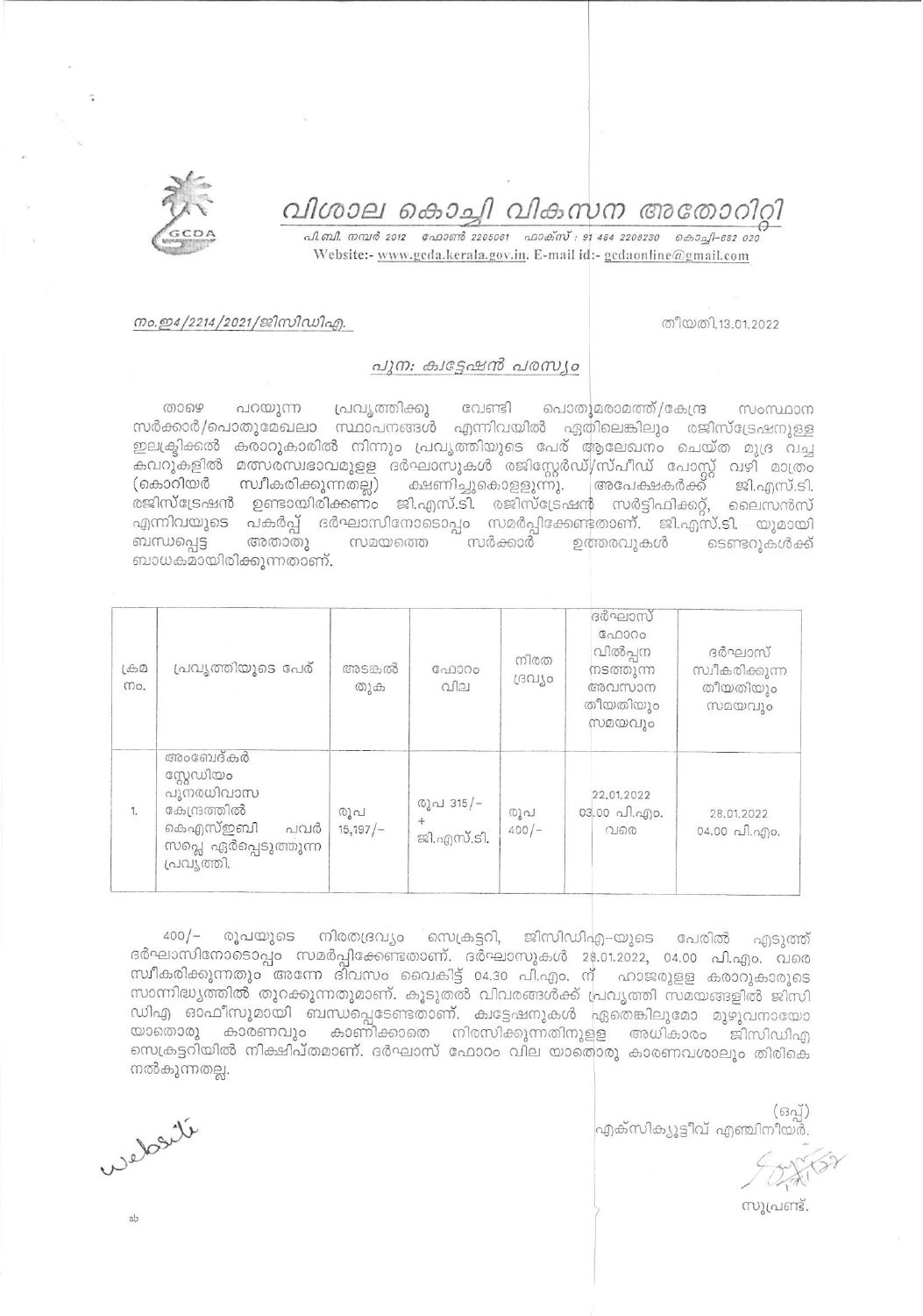# വിശാല കൊച്ചി വികസന അതോറിറ്റി

പി.ബി. നമ്പർ 2012 ഫോൺ 2205061 ഫാക്സ് : 91 484 2206230 കൊച്ചി-682 020
Website:- www.gcda.kerala.gov.in. E-mail id:- gcdaonline@gmail.com

നം.ഇ4/2214/2021/ജിസിഡിഎ.

തീയതി.13.01.2022

## പുന: ക്വട്ടേഷൻ പരസ്യം

താഴെ പറയുന്ന പ്രവൃത്തിക്കു വേണ്ടി പൊതുമരാമത്ത്/കേന്ദ്ര സംസ്ഥാന സർക്കാർ/പൊതുമേഖലാ സ്ഥാപനങ്ങൾ എന്നിവയിൽ ഏതിലെങ്കിലും രജിസ്ട്രേഷനുള്ള ഇലക്ട്രിക്കൽ കരാറുകാരിൽ നിന്നും പ്രവൃത്തിയുടെ പേര് ആലേഖനം ചെയ്ത മുദ്ര വച്ച കവറുകളിൽ മത്സരസ്വഭാവമുള്ള ദർഘാസുകൾ രജിസ്റ്റേർഡ്/സ്പീഡ് പോസ്റ്റ് വഴി മാത്രം (കൊറിയർ സ്വീകരിക്കുന്നതല്ല) ക്ഷണിച്ചുകൊള്ളുന്നു. അപേക്ഷകർക്ക് ജി.എസ്.ടി. രജിസ്ട്രേഷൻ ഉണ്ടായിരിക്കണം ജി.എസ്.ടി. രജിസ്ട്രേഷൻ സർട്ടിഫിക്കറ്റ്, ലൈസൻസ് എന്നിവയുടെ പകർപ്പ് ദർഘാസിനോടൊപ്പം സമർപ്പിക്കേണ്ടതാണ്. ജി.എസ്.ടി. യുമായി ബന്ധപ്പെട്ട അതാതു സമയത്തെ സർക്കാർ ഉത്തരവുകൾ ടെണ്ടറുകൾക്ക് ബാധകമായിരിക്കുന്നതാണ്.

| ക്രമ നം. | പ്രവൃത്തിയുടെ പേര് | അടങ്കൽ തുക | ഫോറം വില | നിരത ദ്രവ്യം | ദർഘാസ് ഫോറം വിൽപ്പന നടത്തുന്ന അവസാന തീയതിയും സമയവും | ദർഘാസ് സ്വീകരിക്കുന്ന തീയതിയും സമയവും |
|---|---|---|---|---|---|---|
| 1. | അംബേദ്കർ സ്റ്റേഡിയം പുനരധിവാസ കേന്ദ്രത്തിൽ കെഎസ്ഇബി പവർ സപ്ലൈ ഏർപ്പെടുത്തുന്ന പ്രവൃത്തി. | രൂപ 15,197/- | രൂപ 315/- + ജി.എസ്.ടി. | രൂപ 400/- | 22.01.2022 03.00 പി.എം. വരെ | 28.01.2022 04.00 പി.എം. |

400/- രൂപയുടെ നിരതദ്രവ്യം സെക്രട്ടറി, ജിസിഡിഎ-യുടെ പേരിൽ എടുത്ത് ദർഘാസിനോടൊപ്പം സമർപ്പിക്കേണ്ടതാണ്. ദർഘാസുകൾ 28.01.2022, 04.00 പി.എം. വരെ സ്വീകരിക്കുന്നതും അന്നേ ദിവസം വൈകിട്ട് 04.30 പി.എം. ന് ഹാജരുള്ള കരാറുകാരുടെ സാന്നിദ്ധ്യത്തിൽ തുറക്കുന്നതുമാണ്. കൂടുതൽ വിവരങ്ങൾക്ക് പ്രവൃത്തി സമയങ്ങളിൽ ജിസി ഡിഎ ഓഫീസുമായി ബന്ധപ്പെടേണ്ടതാണ്. ക്വട്ടേഷനുകൾ ഏതെങ്കിലുമോ മുഴുവനായോ യാതൊരു കാരണവും കാണിക്കാതെ നിരസിക്കുന്നതിനുള്ള അധികാരം ജിസിഡിഎ സെക്രട്ടറിയിൽ നിക്ഷിപ്തമാണ്. ദർഘാസ് ഫോറം വില യാതൊരു കാരണവശാലും തിരികെ നൽകുന്നതല്ല.

(ഒപ്പ്)
എക്സിക്യൂട്ടീവ് എഞ്ചിനീയർ.

സൂപ്രണ്ട്.

website

ab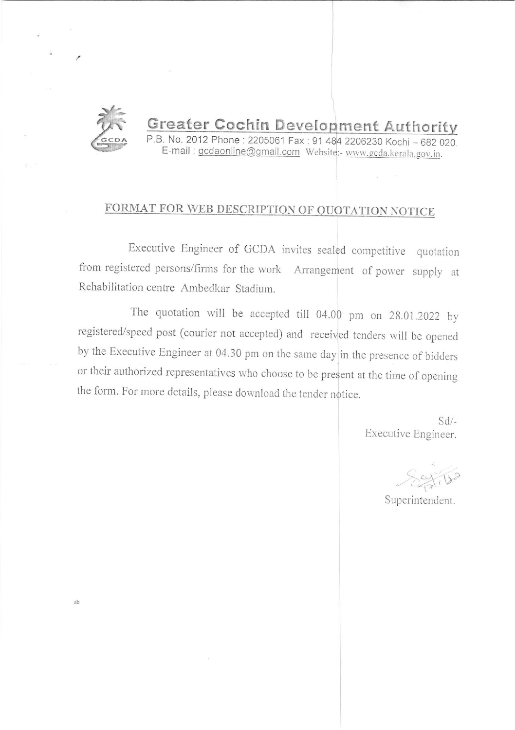# Greater Cochin Development Authority

P.B. No. 2012 Phone : 2205061 Fax : 91 484 2206230 Kochi – 682 020.
E-mail : gcdaonline@gmail.com Website:- www.gcda.kerala.gov.in.

## FORMAT FOR WEB DESCRIPTION OF QUOTATION NOTICE

Executive Engineer of GCDA invites sealed competitive quotation from registered persons/firms for the work Arrangement of power supply at Rehabilitation centre Ambedkar Stadium.

The quotation will be accepted till 04.00 pm on 28.01.2022 by registered/speed post (courier not accepted) and received tenders will be opened by the Executive Engineer at 04.30 pm on the same day in the presence of bidders or their authorized representatives who choose to be present at the time of opening the form. For more details, please download the tender notice.

Sd/-
Executive Engineer.

Superintendent.

ab